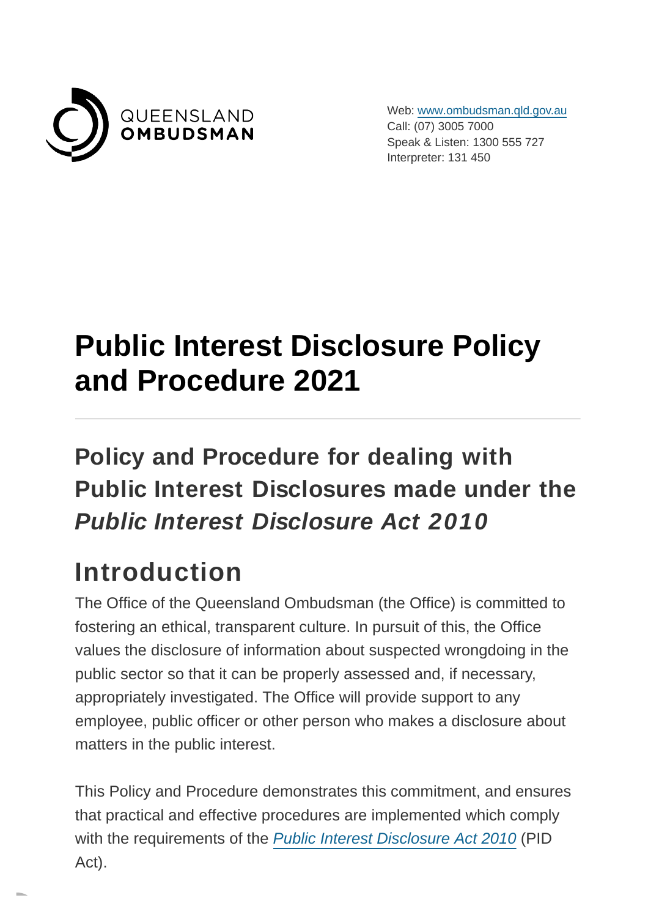QUEENSLAND
**OMBUDSMAN**

Web: www.ombudsman.qld.gov.au
Call: (07) 3005 7000
Speak & Listen: 1300 555 727
Interpreter: 131 450

# Public Interest Disclosure Policy and Procedure 2021

---

## Policy and Procedure for dealing with Public Interest Disclosures made under the *Public Interest Disclosure Act 2010*

## Introduction

The Office of the Queensland Ombudsman (the Office) is committed to fostering an ethical, transparent culture. In pursuit of this, the Office values the disclosure of information about suspected wrongdoing in the public sector so that it can be properly assessed and, if necessary, appropriately investigated. The Office will provide support to any employee, public officer or other person who makes a disclosure about matters in the public interest.

This Policy and Procedure demonstrates this commitment, and ensures that practical and effective procedures are implemented which comply with the requirements of the *Public Interest Disclosure Act 2010* (PID Act).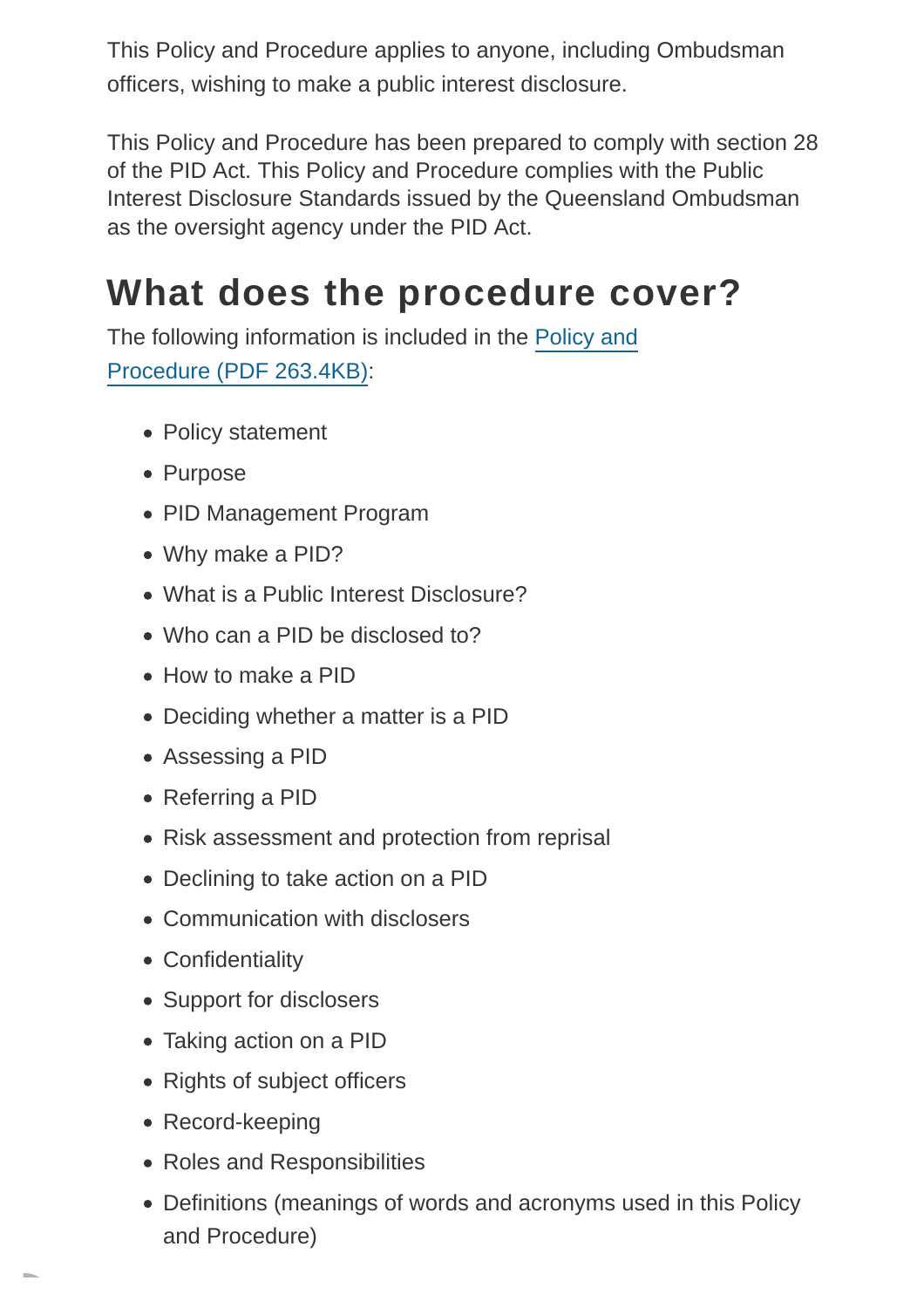This Policy and Procedure applies to anyone, including Ombudsman officers, wishing to make a public interest disclosure.

This Policy and Procedure has been prepared to comply with section 28 of the PID Act. This Policy and Procedure complies with the Public Interest Disclosure Standards issued by the Queensland Ombudsman as the oversight agency under the PID Act.

## What does the procedure cover?

The following information is included in the Policy and Procedure (PDF 263.4KB):

- Policy statement
- Purpose
- PID Management Program
- Why make a PID?
- What is a Public Interest Disclosure?
- Who can a PID be disclosed to?
- How to make a PID
- Deciding whether a matter is a PID
- Assessing a PID
- Referring a PID
- Risk assessment and protection from reprisal
- Declining to take action on a PID
- Communication with disclosers
- Confidentiality
- Support for disclosers
- Taking action on a PID
- Rights of subject officers
- Record-keeping
- Roles and Responsibilities
- Definitions (meanings of words and acronyms used in this Policy and Procedure)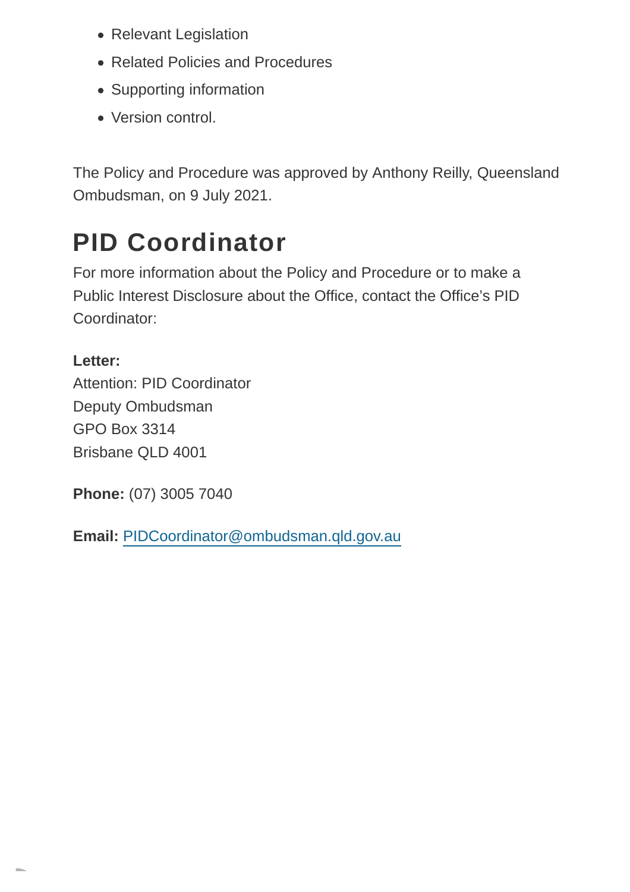- Relevant Legislation
- Related Policies and Procedures
- Supporting information
- Version control.

The Policy and Procedure was approved by Anthony Reilly, Queensland Ombudsman, on 9 July 2021.

## PID Coordinator

For more information about the Policy and Procedure or to make a Public Interest Disclosure about the Office, contact the Office's PID Coordinator:

**Letter:**
Attention: PID Coordinator
Deputy Ombudsman
GPO Box 3314
Brisbane QLD 4001

**Phone:** (07) 3005 7040

**Email:** PIDCoordinator@ombudsman.qld.gov.au